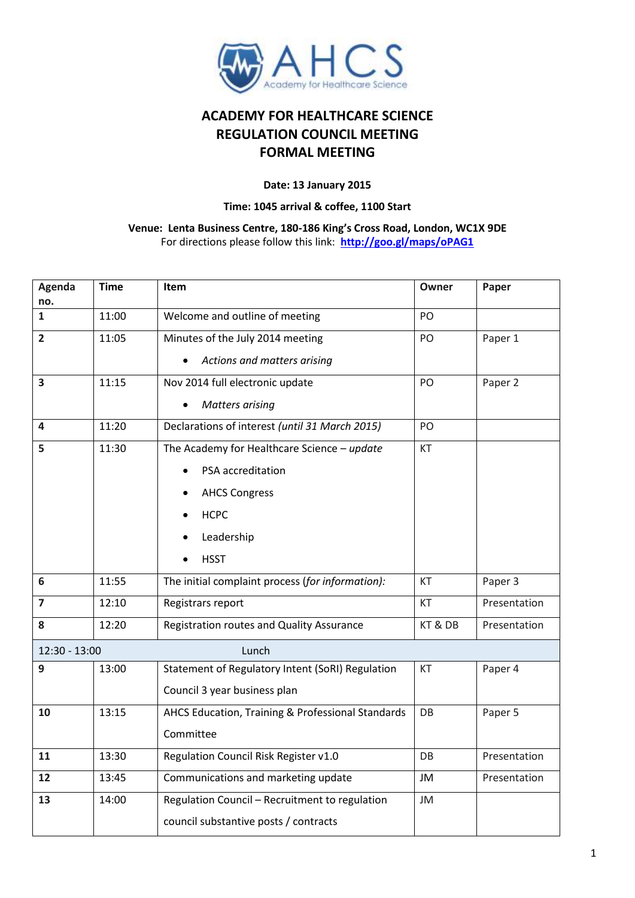# ACADEMY FOR HEALTHCARE SCIENCE
# REGULATION COUNCIL MEETING
# FORMAL MEETING

**Date: 13 January 2015**

**Time: 1045 arrival & coffee, 1100 Start**

**Venue: Lenta Business Centre, 180-186 King's Cross Road, London, WC1X 9DE**
For directions please follow this link: **http://goo.gl/maps/oPAG1**

| Agenda no. | Time | Item | Owner | Paper |
|---|---|---|---|---|
| **1** | 11:00 | Welcome and outline of meeting | PO | |
| **2** | 11:05 | Minutes of the July 2014 meeting<br>• *Actions and matters arising* | PO | Paper 1 |
| **3** | 11:15 | Nov 2014 full electronic update<br>• *Matters arising* | PO | Paper 2 |
| **4** | 11:20 | Declarations of interest *(until 31 March 2015)* | PO | |
| **5** | 11:30 | The Academy for Healthcare Science – *update*<br>• PSA accreditation<br>• AHCS Congress<br>• HCPC<br>• Leadership<br>• HSST | KT | |
| **6** | 11:55 | The initial complaint process (*for information):* | KT | Paper 3 |
| **7** | 12:10 | Registrars report | KT | Presentation |
| **8** | 12:20 | Registration routes and Quality Assurance | KT & DB | Presentation |
| 12:30 - 13:00 | | Lunch | | |
| **9** | 13:00 | Statement of Regulatory Intent (SoRI) Regulation Council 3 year business plan | KT | Paper 4 |
| **10** | 13:15 | AHCS Education, Training & Professional Standards Committee | DB | Paper 5 |
| **11** | 13:30 | Regulation Council Risk Register v1.0 | DB | Presentation |
| **12** | 13:45 | Communications and marketing update | JM | Presentation |
| **13** | 14:00 | Regulation Council – Recruitment to regulation council substantive posts / contracts | JM | |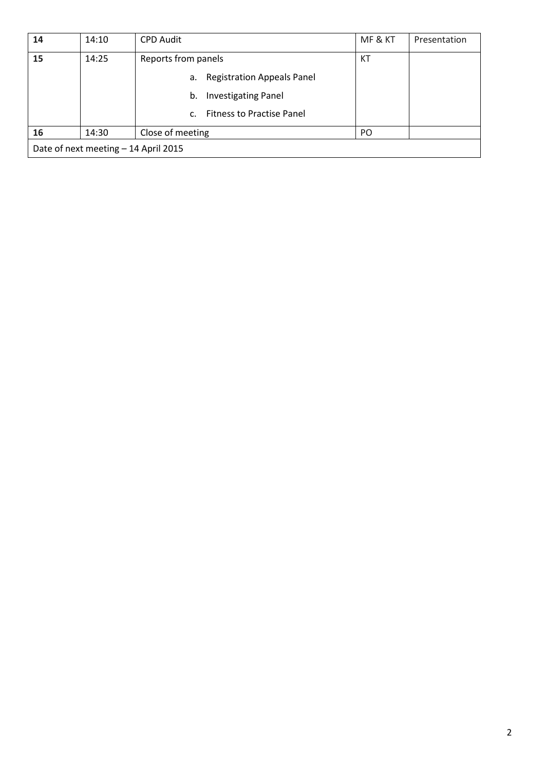| | | | | |
|---|---|---|---|---|
| **14** | 14:10 | CPD Audit | MF & KT | Presentation |
| **15** | 14:25 | Reports from panels<br>a. Registration Appeals Panel<br>b. Investigating Panel<br>c. Fitness to Practise Panel | KT | |
| **16** | 14:30 | Close of meeting | PO | |
| Date of next meeting – 14 April 2015 | | | | |